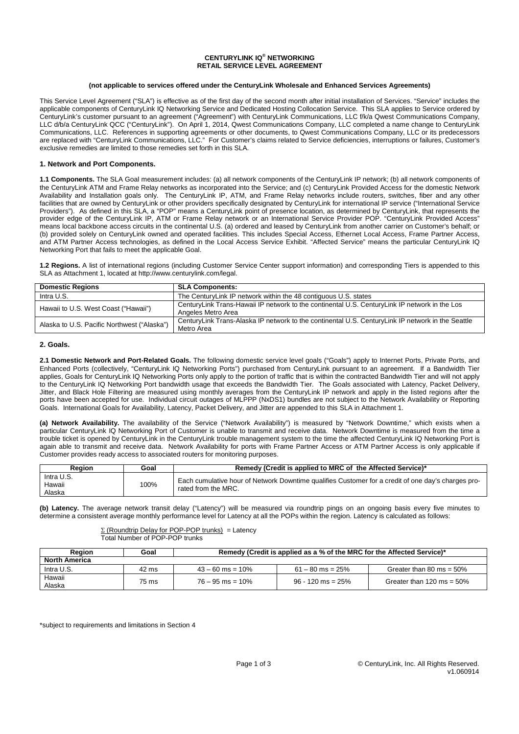# CENTURYLINK IQ® NETWORKING
# RETAIL SERVICE LEVEL AGREEMENT

**(not applicable to services offered under the CenturyLink Wholesale and Enhanced Services Agreements)**

This Service Level Agreement ("SLA") is effective as of the first day of the second month after initial installation of Services. "Service" includes the applicable components of CenturyLink IQ Networking Service and Dedicated Hosting Collocation Service. This SLA applies to Service ordered by CenturyLink's customer pursuant to an agreement ("Agreement") with CenturyLink Communications, LLC f/k/a Qwest Communications Company, LLC d/b/a CenturyLink QCC ("CenturyLink"). On April 1, 2014, Qwest Communications Company, LLC completed a name change to CenturyLink Communications, LLC. References in supporting agreements or other documents, to Qwest Communications Company, LLC or its predecessors are replaced with "CenturyLink Communications, LLC." For Customer's claims related to Service deficiencies, interruptions or failures, Customer's exclusive remedies are limited to those remedies set forth in this SLA.

## 1. Network and Port Components.

**1.1 Components.** The SLA Goal measurement includes: (a) all network components of the CenturyLink IP network; (b) all network components of the CenturyLink ATM and Frame Relay networks as incorporated into the Service; and (c) CenturyLink Provided Access for the domestic Network Availability and Installation goals only. The CenturyLink IP, ATM, and Frame Relay networks include routers, switches, fiber and any other facilities that are owned by CenturyLink or other providers specifically designated by CenturyLink for international IP service ("International Service Providers"). As defined in this SLA, a "POP" means a CenturyLink point of presence location, as determined by CenturyLink, that represents the provider edge of the CenturyLink IP, ATM or Frame Relay network or an International Service Provider POP. "CenturyLink Provided Access" means local backbone access circuits in the continental U.S. (a) ordered and leased by CenturyLink from another carrier on Customer's behalf; or (b) provided solely on CenturyLink owned and operated facilities. This includes Special Access, Ethernet Local Access, Frame Partner Access, and ATM Partner Access technologies, as defined in the Local Access Service Exhibit. "Affected Service" means the particular CenturyLink IQ Networking Port that fails to meet the applicable Goal.

**1.2 Regions.** A list of international regions (including Customer Service Center support information) and corresponding Tiers is appended to this SLA as Attachment 1, located at http://www.centurylink.com/legal.

| Domestic Regions | SLA Components: |
|---|---|
| Intra U.S. | The CenturyLink IP network within the 48 contiguous U.S. states |
| Hawaii to U.S. West Coast ("Hawaii") | CenturyLink Trans-Hawaii IP network to the continental U.S. CenturyLink IP network in the Los Angeles Metro Area |
| Alaska to U.S. Pacific Northwest ("Alaska") | CenturyLink Trans-Alaska IP network to the continental U.S. CenturyLink IP network in the Seattle Metro Area |

## 2. Goals.

**2.1 Domestic Network and Port-Related Goals.** The following domestic service level goals ("Goals") apply to Internet Ports, Private Ports, and Enhanced Ports (collectively, "CenturyLink IQ Networking Ports") purchased from CenturyLink pursuant to an agreement. If a Bandwidth Tier applies, Goals for CenturyLink IQ Networking Ports only apply to the portion of traffic that is within the contracted Bandwidth Tier and will not apply to the CenturyLink IQ Networking Port bandwidth usage that exceeds the Bandwidth Tier. The Goals associated with Latency, Packet Delivery, Jitter, and Black Hole Filtering are measured using monthly averages from the CenturyLink IP network and apply in the listed regions after the ports have been accepted for use. Individual circuit outages of MLPPP (NxDS1) bundles are not subject to the Network Availability or Reporting Goals. International Goals for Availability, Latency, Packet Delivery, and Jitter are appended to this SLA in Attachment 1.

**(a) Network Availability.** The availability of the Service ("Network Availability") is measured by "Network Downtime," which exists when a particular CenturyLink IQ Networking Port of Customer is unable to transmit and receive data. Network Downtime is measured from the time a trouble ticket is opened by CenturyLink in the CenturyLink trouble management system to the time the affected CenturyLink IQ Networking Port is again able to transmit and receive data. Network Availability for ports with Frame Partner Access or ATM Partner Access is only applicable if Customer provides ready access to associated routers for monitoring purposes.

| Region | Goal | Remedy (Credit is applied to MRC of the Affected Service)* |
|---|---|---|
| Intra U.S.<br>Hawaii<br>Alaska | 100% | Each cumulative hour of Network Downtime qualifies Customer for a credit of one day's charges pro-rated from the MRC. |

**(b) Latency.** The average network transit delay ("Latency") will be measured via roundtrip pings on an ongoing basis every five minutes to determine a consistent average monthly performance level for Latency at all the POPs within the region. Latency is calculated as follows:

$$\frac{\Sigma \text{ (Roundtrip Delay for POP-POP trunks)}}{\text{Total Number of POP-POP trunks}} = \text{Latency}$$

| Region | Goal | Remedy (Credit is applied as a % of the MRC for the Affected Service)* | | |
|---|---|---|---|---|
| **North America** | | | | |
| Intra U.S. | 42 ms | 43 – 60 ms = 10% | 61 – 80 ms = 25% | Greater than 80 ms = 50% |
| Hawaii<br>Alaska | 75 ms | 76 – 95 ms = 10% | 96 - 120 ms = 25% | Greater than 120 ms = 50% |

*subject to requirements and limitations in Section 4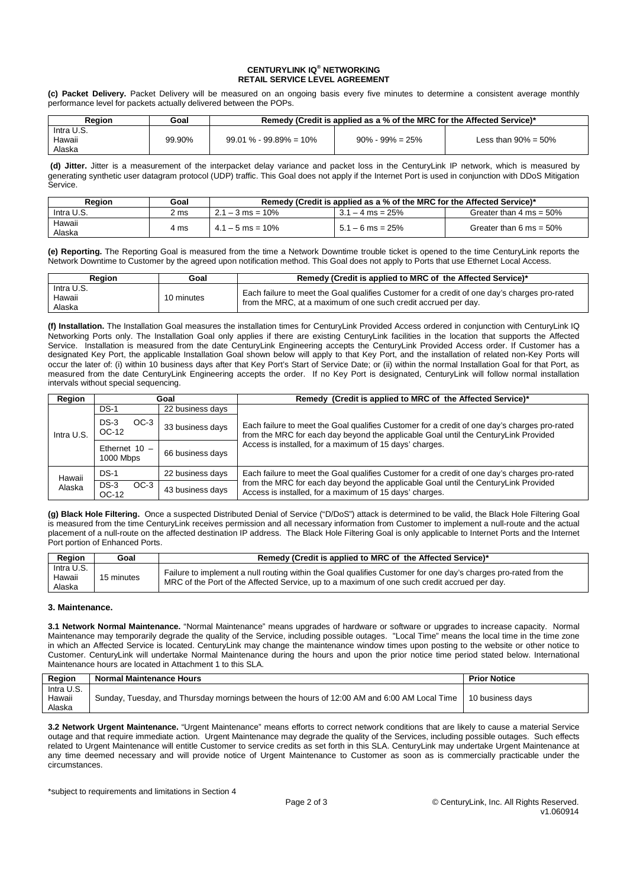**CENTURYLINK IQ® NETWORKING**
**RETAIL SERVICE LEVEL AGREEMENT**

**(c) Packet Delivery.** Packet Delivery will be measured on an ongoing basis every five minutes to determine a consistent average monthly performance level for packets actually delivered between the POPs.

| Region | Goal | Remedy (Credit is applied as a % of the MRC for the Affected Service)* | | |
|---|---|---|---|---|
| Intra U.S. Hawaii Alaska | 99.90% | 99.01 % - 99.89% = 10% | 90% - 99% = 25% | Less than 90% = 50% |

**(d) Jitter.** Jitter is a measurement of the interpacket delay variance and packet loss in the CenturyLink IP network, which is measured by generating synthetic user datagram protocol (UDP) traffic. This Goal does not apply if the Internet Port is used in conjunction with DDoS Mitigation Service.

| Region | Goal | Remedy (Credit is applied as a % of the MRC for the Affected Service)* | | |
|---|---|---|---|---|
| Intra U.S. | 2 ms | 2.1 – 3 ms = 10% | 3.1 – 4 ms = 25% | Greater than 4 ms = 50% |
| Hawaii Alaska | 4 ms | 4.1 – 5 ms = 10% | 5.1 – 6 ms = 25% | Greater than 6 ms = 50% |

**(e) Reporting.** The Reporting Goal is measured from the time a Network Downtime trouble ticket is opened to the time CenturyLink reports the Network Downtime to Customer by the agreed upon notification method. This Goal does not apply to Ports that use Ethernet Local Access.

| Region | Goal | Remedy (Credit is applied to MRC of the Affected Service)* |
|---|---|---|
| Intra U.S. Hawaii Alaska | 10 minutes | Each failure to meet the Goal qualifies Customer for a credit of one day's charges pro-rated from the MRC, at a maximum of one such credit accrued per day. |

**(f) Installation.** The Installation Goal measures the installation times for CenturyLink Provided Access ordered in conjunction with CenturyLink IQ Networking Ports only. The Installation Goal only applies if there are existing CenturyLink facilities in the location that supports the Affected Service. Installation is measured from the date CenturyLink Engineering accepts the CenturyLink Provided Access order. If Customer has a designated Key Port, the applicable Installation Goal shown below will apply to that Key Port, and the installation of related non-Key Ports will occur the later of: (i) within 10 business days after that Key Port's Start of Service Date; or (ii) within the normal Installation Goal for that Port, as measured from the date CenturyLink Engineering accepts the order. If no Key Port is designated, CenturyLink will follow normal installation intervals without special sequencing.

| Region | Goal | | Remedy (Credit is applied to MRC of the Affected Service)* |
|---|---|---|---|
| Intra U.S. | DS-1 | 22 business days | Each failure to meet the Goal qualifies Customer for a credit of one day's charges pro-rated from the MRC for each day beyond the applicable Goal until the CenturyLink Provided Access is installed, for a maximum of 15 days' charges. |
| | DS-3 OC-3 OC-12 | 33 business days | |
| | Ethernet 10 – 1000 Mbps | 66 business days | |
| Hawaii Alaska | DS-1 | 22 business days | Each failure to meet the Goal qualifies Customer for a credit of one day's charges pro-rated from the MRC for each day beyond the applicable Goal until the CenturyLink Provided Access is installed, for a maximum of 15 days' charges. |
| | DS-3 OC-3 OC-12 | 43 business days | |

**(g) Black Hole Filtering.** Once a suspected Distributed Denial of Service ("D/DoS") attack is determined to be valid, the Black Hole Filtering Goal is measured from the time CenturyLink receives permission and all necessary information from Customer to implement a null-route and the actual placement of a null-route on the affected destination IP address. The Black Hole Filtering Goal is only applicable to Internet Ports and the Internet Port portion of Enhanced Ports.

| Region | Goal | Remedy (Credit is applied to MRC of the Affected Service)* |
|---|---|---|
| Intra U.S. Hawaii Alaska | 15 minutes | Failure to implement a null routing within the Goal qualifies Customer for one day's charges pro-rated from the MRC of the Port of the Affected Service, up to a maximum of one such credit accrued per day. |

### 3. Maintenance.

**3.1 Network Normal Maintenance.** "Normal Maintenance" means upgrades of hardware or software or upgrades to increase capacity. Normal Maintenance may temporarily degrade the quality of the Service, including possible outages. "Local Time" means the local time in the time zone in which an Affected Service is located. CenturyLink may change the maintenance window times upon posting to the website or other notice to Customer. CenturyLink will undertake Normal Maintenance during the hours and upon the prior notice time period stated below. International Maintenance hours are located in Attachment 1 to this SLA.

| Region | Normal Maintenance Hours | Prior Notice |
|---|---|---|
| Intra U.S. Hawaii Alaska | Sunday, Tuesday, and Thursday mornings between the hours of 12:00 AM and 6:00 AM Local Time | 10 business days |

**3.2 Network Urgent Maintenance.** "Urgent Maintenance" means efforts to correct network conditions that are likely to cause a material Service outage and that require immediate action. Urgent Maintenance may degrade the quality of the Services, including possible outages. Such effects related to Urgent Maintenance will entitle Customer to service credits as set forth in this SLA. CenturyLink may undertake Urgent Maintenance at any time deemed necessary and will provide notice of Urgent Maintenance to Customer as soon as is commercially practicable under the circumstances.

*subject to requirements and limitations in Section 4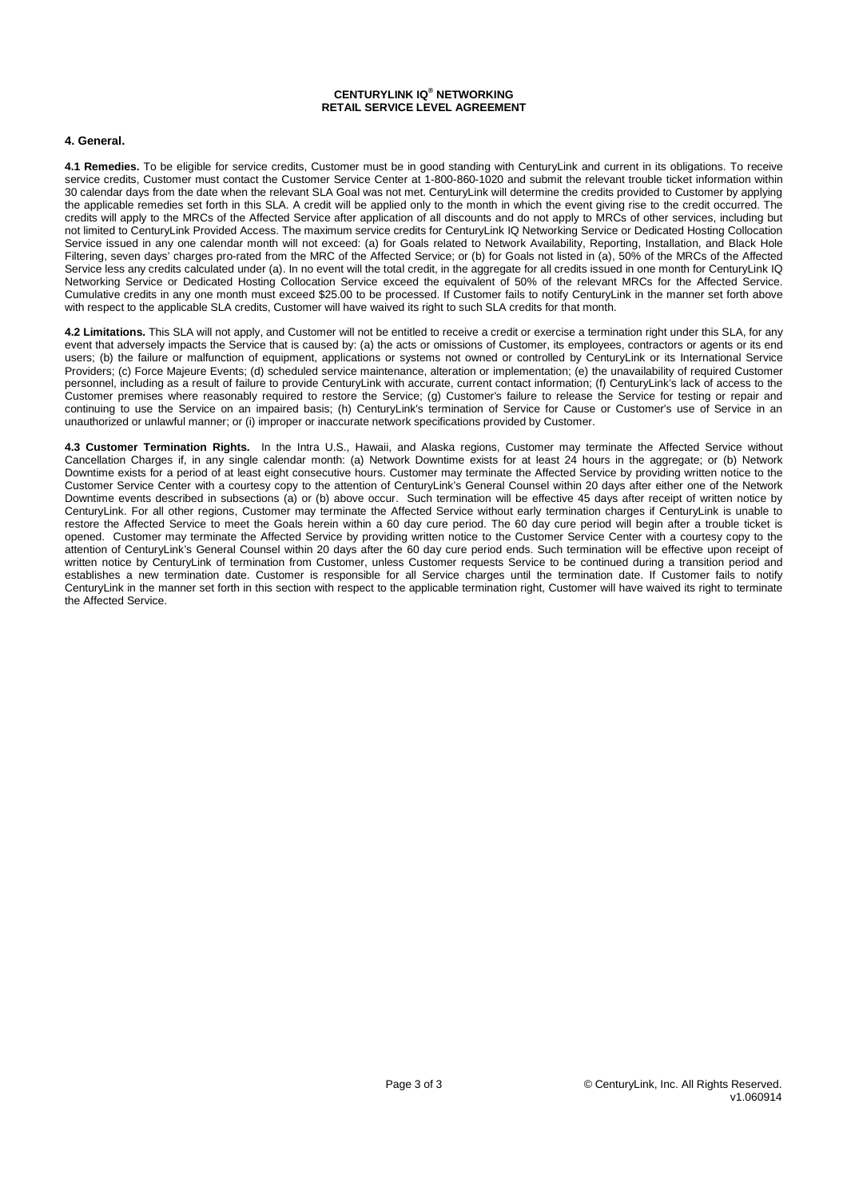# CENTURYLINK IQ® NETWORKING
# RETAIL SERVICE LEVEL AGREEMENT

## 4. General.

**4.1 Remedies.** To be eligible for service credits, Customer must be in good standing with CenturyLink and current in its obligations. To receive service credits, Customer must contact the Customer Service Center at 1-800-860-1020 and submit the relevant trouble ticket information within 30 calendar days from the date when the relevant SLA Goal was not met. CenturyLink will determine the credits provided to Customer by applying the applicable remedies set forth in this SLA. A credit will be applied only to the month in which the event giving rise to the credit occurred. The credits will apply to the MRCs of the Affected Service after application of all discounts and do not apply to MRCs of other services, including but not limited to CenturyLink Provided Access. The maximum service credits for CenturyLink IQ Networking Service or Dedicated Hosting Collocation Service issued in any one calendar month will not exceed: (a) for Goals related to Network Availability, Reporting, Installation, and Black Hole Filtering, seven days' charges pro-rated from the MRC of the Affected Service; or (b) for Goals not listed in (a), 50% of the MRCs of the Affected Service less any credits calculated under (a). In no event will the total credit, in the aggregate for all credits issued in one month for CenturyLink IQ Networking Service or Dedicated Hosting Collocation Service exceed the equivalent of 50% of the relevant MRCs for the Affected Service. Cumulative credits in any one month must exceed $25.00 to be processed. If Customer fails to notify CenturyLink in the manner set forth above with respect to the applicable SLA credits, Customer will have waived its right to such SLA credits for that month.

**4.2 Limitations.** This SLA will not apply, and Customer will not be entitled to receive a credit or exercise a termination right under this SLA, for any event that adversely impacts the Service that is caused by: (a) the acts or omissions of Customer, its employees, contractors or agents or its end users; (b) the failure or malfunction of equipment, applications or systems not owned or controlled by CenturyLink or its International Service Providers; (c) Force Majeure Events; (d) scheduled service maintenance, alteration or implementation; (e) the unavailability of required Customer personnel, including as a result of failure to provide CenturyLink with accurate, current contact information; (f) CenturyLink's lack of access to the Customer premises where reasonably required to restore the Service; (g) Customer's failure to release the Service for testing or repair and continuing to use the Service on an impaired basis; (h) CenturyLink's termination of Service for Cause or Customer's use of Service in an unauthorized or unlawful manner; or (i) improper or inaccurate network specifications provided by Customer.

**4.3 Customer Termination Rights.** In the Intra U.S., Hawaii, and Alaska regions, Customer may terminate the Affected Service without Cancellation Charges if, in any single calendar month: (a) Network Downtime exists for at least 24 hours in the aggregate; or (b) Network Downtime exists for a period of at least eight consecutive hours. Customer may terminate the Affected Service by providing written notice to the Customer Service Center with a courtesy copy to the attention of CenturyLink's General Counsel within 20 days after either one of the Network Downtime events described in subsections (a) or (b) above occur. Such termination will be effective 45 days after receipt of written notice by CenturyLink. For all other regions, Customer may terminate the Affected Service without early termination charges if CenturyLink is unable to restore the Affected Service to meet the Goals herein within a 60 day cure period. The 60 day cure period will begin after a trouble ticket is opened. Customer may terminate the Affected Service by providing written notice to the Customer Service Center with a courtesy copy to the attention of CenturyLink's General Counsel within 20 days after the 60 day cure period ends. Such termination will be effective upon receipt of written notice by CenturyLink of termination from Customer, unless Customer requests Service to be continued during a transition period and establishes a new termination date. Customer is responsible for all Service charges until the termination date. If Customer fails to notify CenturyLink in the manner set forth in this section with respect to the applicable termination right, Customer will have waived its right to terminate the Affected Service.

© CenturyLink, Inc. All Rights Reserved.
v1.060914